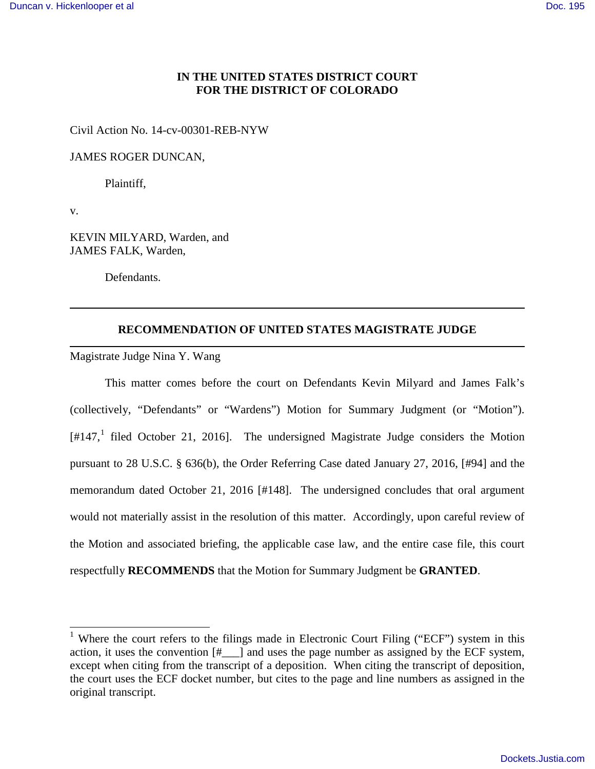**IN THE UNITED STATES DISTRICT COURT**
**FOR THE DISTRICT OF COLORADO**

Civil Action No. 14-cv-00301-REB-NYW

JAMES ROGER DUNCAN,

Plaintiff,

v.

KEVIN MILYARD, Warden, and
JAMES FALK, Warden,

Defendants.

---

## RECOMMENDATION OF UNITED STATES MAGISTRATE JUDGE

---

Magistrate Judge Nina Y. Wang

This matter comes before the court on Defendants Kevin Milyard and James Falk's (collectively, "Defendants" or "Wardens") Motion for Summary Judgment (or "Motion"). [#147,[1] filed October 21, 2016]. The undersigned Magistrate Judge considers the Motion pursuant to 28 U.S.C. § 636(b), the Order Referring Case dated January 27, 2016, [#94] and the memorandum dated October 21, 2016 [#148]. The undersigned concludes that oral argument would not materially assist in the resolution of this matter. Accordingly, upon careful review of the Motion and associated briefing, the applicable case law, and the entire case file, this court respectfully **RECOMMENDS** that the Motion for Summary Judgment be **GRANTED**.

---

[1] Where the court refers to the filings made in Electronic Court Filing ("ECF") system in this action, it uses the convention [#___] and uses the page number as assigned by the ECF system, except when citing from the transcript of a deposition. When citing the transcript of deposition, the court uses the ECF docket number, but cites to the page and line numbers as assigned in the original transcript.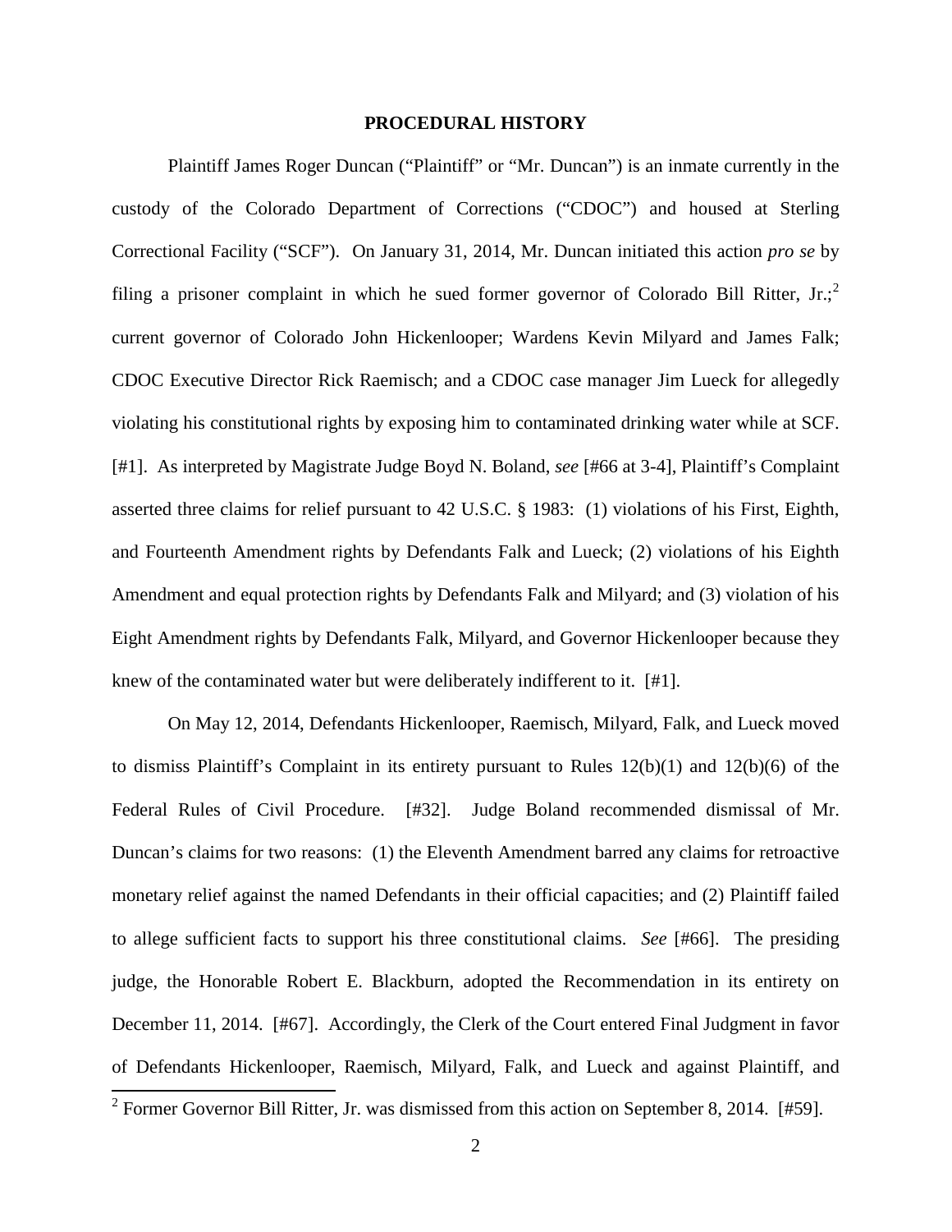## PROCEDURAL HISTORY

Plaintiff James Roger Duncan ("Plaintiff" or "Mr. Duncan") is an inmate currently in the custody of the Colorado Department of Corrections ("CDOC") and housed at Sterling Correctional Facility ("SCF"). On January 31, 2014, Mr. Duncan initiated this action *pro se* by filing a prisoner complaint in which he sued former governor of Colorado Bill Ritter, Jr.;[2] current governor of Colorado John Hickenlooper; Wardens Kevin Milyard and James Falk; CDOC Executive Director Rick Raemisch; and a CDOC case manager Jim Lueck for allegedly violating his constitutional rights by exposing him to contaminated drinking water while at SCF. [#1]. As interpreted by Magistrate Judge Boyd N. Boland, *see* [#66 at 3-4], Plaintiff's Complaint asserted three claims for relief pursuant to 42 U.S.C. § 1983: (1) violations of his First, Eighth, and Fourteenth Amendment rights by Defendants Falk and Lueck; (2) violations of his Eighth Amendment and equal protection rights by Defendants Falk and Milyard; and (3) violation of his Eight Amendment rights by Defendants Falk, Milyard, and Governor Hickenlooper because they knew of the contaminated water but were deliberately indifferent to it. [#1].

On May 12, 2014, Defendants Hickenlooper, Raemisch, Milyard, Falk, and Lueck moved to dismiss Plaintiff's Complaint in its entirety pursuant to Rules 12(b)(1) and 12(b)(6) of the Federal Rules of Civil Procedure. [#32]. Judge Boland recommended dismissal of Mr. Duncan's claims for two reasons: (1) the Eleventh Amendment barred any claims for retroactive monetary relief against the named Defendants in their official capacities; and (2) Plaintiff failed to allege sufficient facts to support his three constitutional claims. *See* [#66]. The presiding judge, the Honorable Robert E. Blackburn, adopted the Recommendation in its entirety on December 11, 2014. [#67]. Accordingly, the Clerk of the Court entered Final Judgment in favor of Defendants Hickenlooper, Raemisch, Milyard, Falk, and Lueck and against Plaintiff, and

[2] Former Governor Bill Ritter, Jr. was dismissed from this action on September 8, 2014. [#59].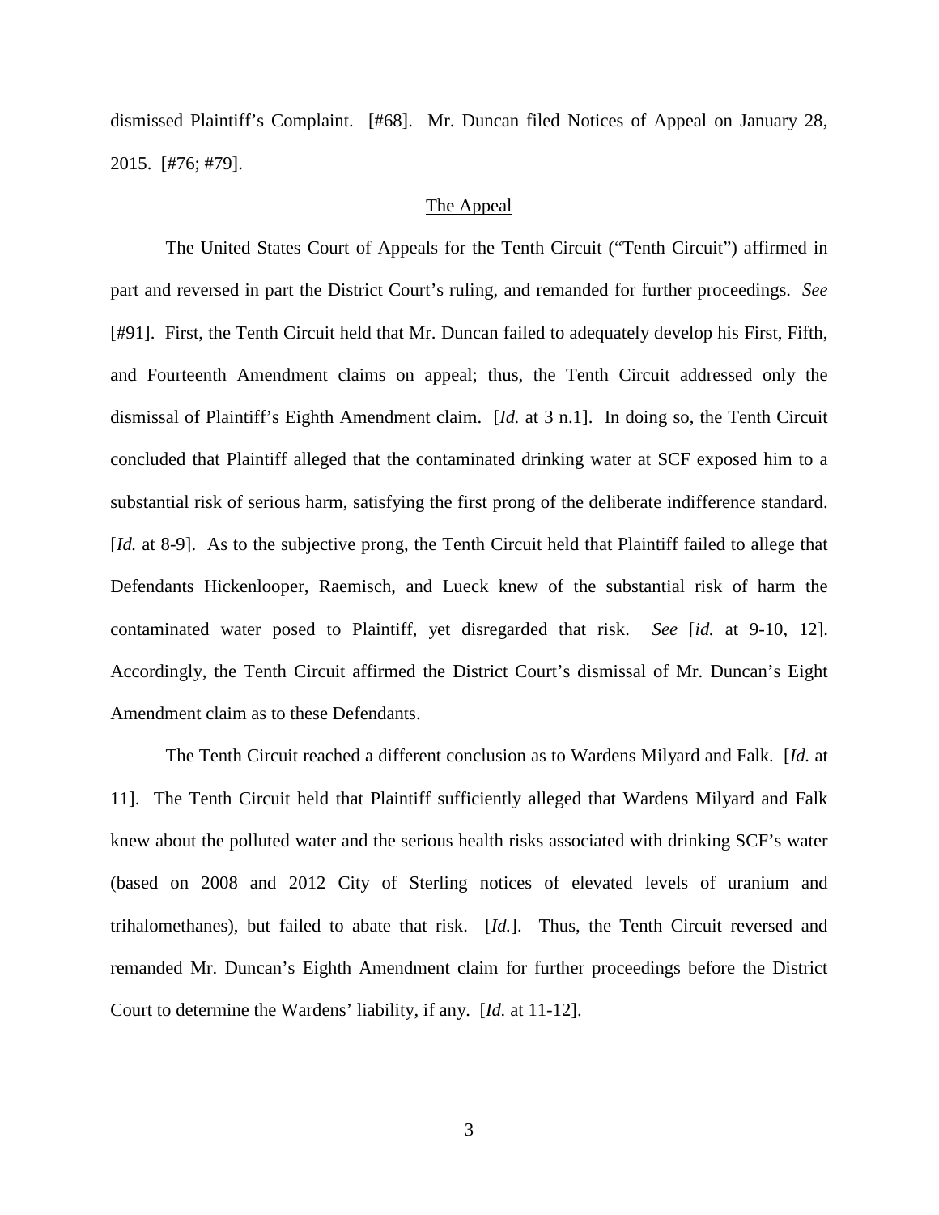dismissed Plaintiff's Complaint. [#68]. Mr. Duncan filed Notices of Appeal on January 28, 2015. [#76; #79].

## The Appeal

The United States Court of Appeals for the Tenth Circuit ("Tenth Circuit") affirmed in part and reversed in part the District Court's ruling, and remanded for further proceedings. *See* [#91]. First, the Tenth Circuit held that Mr. Duncan failed to adequately develop his First, Fifth, and Fourteenth Amendment claims on appeal; thus, the Tenth Circuit addressed only the dismissal of Plaintiff's Eighth Amendment claim. [*Id.* at 3 n.1]. In doing so, the Tenth Circuit concluded that Plaintiff alleged that the contaminated drinking water at SCF exposed him to a substantial risk of serious harm, satisfying the first prong of the deliberate indifference standard. [*Id.* at 8-9]. As to the subjective prong, the Tenth Circuit held that Plaintiff failed to allege that Defendants Hickenlooper, Raemisch, and Lueck knew of the substantial risk of harm the contaminated water posed to Plaintiff, yet disregarded that risk. *See* [*id.* at 9-10, 12]. Accordingly, the Tenth Circuit affirmed the District Court's dismissal of Mr. Duncan's Eight Amendment claim as to these Defendants.

The Tenth Circuit reached a different conclusion as to Wardens Milyard and Falk. [*Id.* at 11]. The Tenth Circuit held that Plaintiff sufficiently alleged that Wardens Milyard and Falk knew about the polluted water and the serious health risks associated with drinking SCF's water (based on 2008 and 2012 City of Sterling notices of elevated levels of uranium and trihalomethanes), but failed to abate that risk. [*Id.*]. Thus, the Tenth Circuit reversed and remanded Mr. Duncan's Eighth Amendment claim for further proceedings before the District Court to determine the Wardens' liability, if any. [*Id.* at 11-12].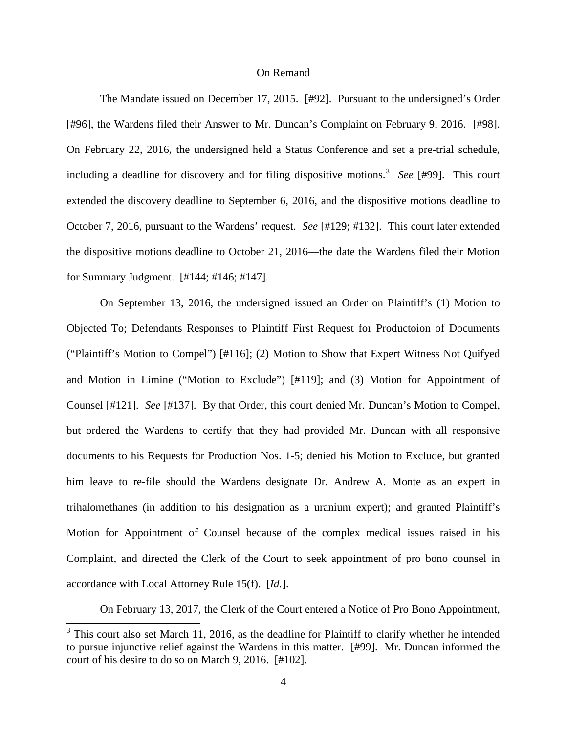On Remand

The Mandate issued on December 17, 2015. [#92]. Pursuant to the undersigned's Order [#96], the Wardens filed their Answer to Mr. Duncan's Complaint on February 9, 2016. [#98]. On February 22, 2016, the undersigned held a Status Conference and set a pre-trial schedule, including a deadline for discovery and for filing dispositive motions.[3] *See* [#99]. This court extended the discovery deadline to September 6, 2016, and the dispositive motions deadline to October 7, 2016, pursuant to the Wardens' request. *See* [#129; #132]. This court later extended the dispositive motions deadline to October 21, 2016—the date the Wardens filed their Motion for Summary Judgment. [#144; #146; #147].

On September 13, 2016, the undersigned issued an Order on Plaintiff's (1) Motion to Objected To; Defendants Responses to Plaintiff First Request for Productoion of Documents ("Plaintiff's Motion to Compel") [#116]; (2) Motion to Show that Expert Witness Not Quifyed and Motion in Limine ("Motion to Exclude") [#119]; and (3) Motion for Appointment of Counsel [#121]. *See* [#137]. By that Order, this court denied Mr. Duncan's Motion to Compel, but ordered the Wardens to certify that they had provided Mr. Duncan with all responsive documents to his Requests for Production Nos. 1-5; denied his Motion to Exclude, but granted him leave to re-file should the Wardens designate Dr. Andrew A. Monte as an expert in trihalomethanes (in addition to his designation as a uranium expert); and granted Plaintiff's Motion for Appointment of Counsel because of the complex medical issues raised in his Complaint, and directed the Clerk of the Court to seek appointment of pro bono counsel in accordance with Local Attorney Rule 15(f). [*Id.*].

On February 13, 2017, the Clerk of the Court entered a Notice of Pro Bono Appointment,

[3] This court also set March 11, 2016, as the deadline for Plaintiff to clarify whether he intended to pursue injunctive relief against the Wardens in this matter. [#99]. Mr. Duncan informed the court of his desire to do so on March 9, 2016. [#102].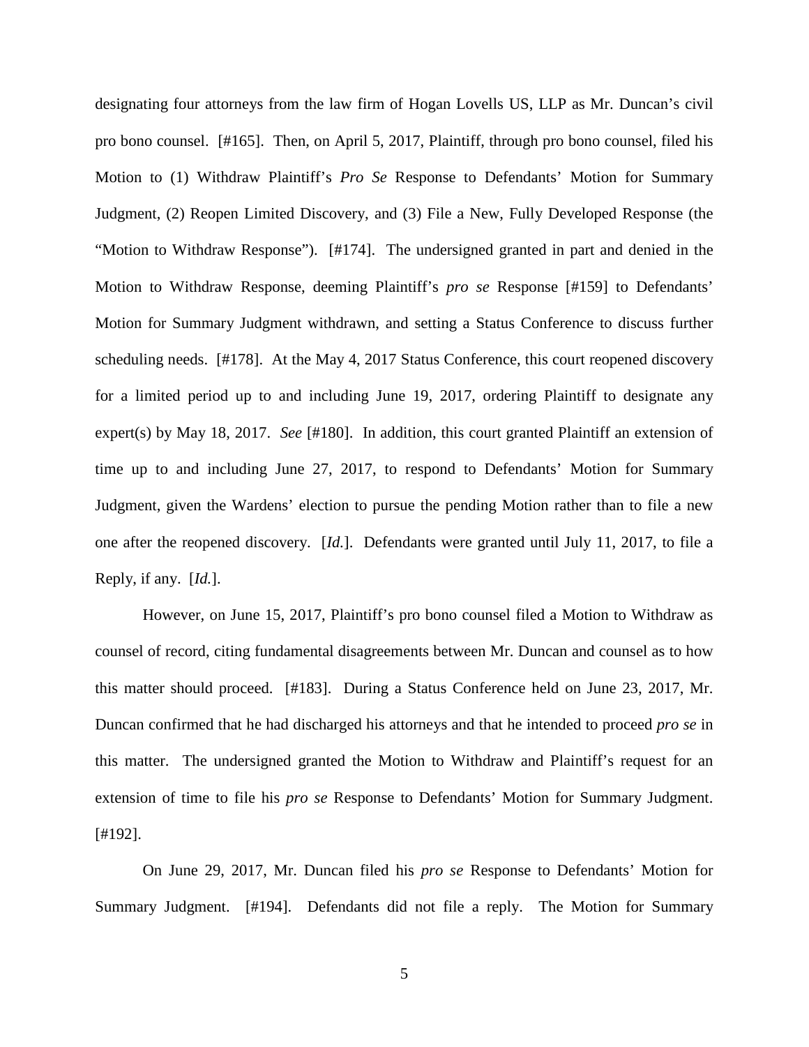designating four attorneys from the law firm of Hogan Lovells US, LLP as Mr. Duncan's civil pro bono counsel. [#165]. Then, on April 5, 2017, Plaintiff, through pro bono counsel, filed his Motion to (1) Withdraw Plaintiff's *Pro Se* Response to Defendants' Motion for Summary Judgment, (2) Reopen Limited Discovery, and (3) File a New, Fully Developed Response (the "Motion to Withdraw Response"). [#174]. The undersigned granted in part and denied in the Motion to Withdraw Response, deeming Plaintiff's *pro se* Response [#159] to Defendants' Motion for Summary Judgment withdrawn, and setting a Status Conference to discuss further scheduling needs. [#178]. At the May 4, 2017 Status Conference, this court reopened discovery for a limited period up to and including June 19, 2017, ordering Plaintiff to designate any expert(s) by May 18, 2017. *See* [#180]. In addition, this court granted Plaintiff an extension of time up to and including June 27, 2017, to respond to Defendants' Motion for Summary Judgment, given the Wardens' election to pursue the pending Motion rather than to file a new one after the reopened discovery. [*Id.*]. Defendants were granted until July 11, 2017, to file a Reply, if any. [*Id.*].

However, on June 15, 2017, Plaintiff's pro bono counsel filed a Motion to Withdraw as counsel of record, citing fundamental disagreements between Mr. Duncan and counsel as to how this matter should proceed. [#183]. During a Status Conference held on June 23, 2017, Mr. Duncan confirmed that he had discharged his attorneys and that he intended to proceed *pro se* in this matter. The undersigned granted the Motion to Withdraw and Plaintiff's request for an extension of time to file his *pro se* Response to Defendants' Motion for Summary Judgment. [#192].

On June 29, 2017, Mr. Duncan filed his *pro se* Response to Defendants' Motion for Summary Judgment. [#194]. Defendants did not file a reply. The Motion for Summary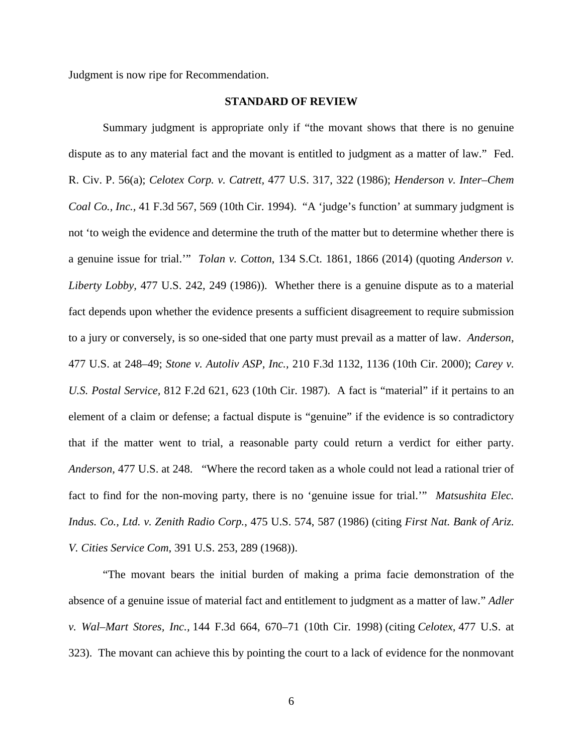Judgment is now ripe for Recommendation.

**STANDARD OF REVIEW**

Summary judgment is appropriate only if "the movant shows that there is no genuine dispute as to any material fact and the movant is entitled to judgment as a matter of law." Fed. R. Civ. P. 56(a); *Celotex Corp. v. Catrett,* 477 U.S. 317, 322 (1986); *Henderson v. Inter–Chem Coal Co., Inc.*, 41 F.3d 567, 569 (10th Cir. 1994). "A 'judge's function' at summary judgment is not 'to weigh the evidence and determine the truth of the matter but to determine whether there is a genuine issue for trial.'" *Tolan v. Cotton*, 134 S.Ct. 1861, 1866 (2014) (quoting *Anderson v. Liberty Lobby,* 477 U.S. 242, 249 (1986)). Whether there is a genuine dispute as to a material fact depends upon whether the evidence presents a sufficient disagreement to require submission to a jury or conversely, is so one-sided that one party must prevail as a matter of law. *Anderson,* 477 U.S. at 248–49; *Stone v. Autoliv ASP, Inc.,* 210 F.3d 1132, 1136 (10th Cir. 2000); *Carey v. U.S. Postal Service,* 812 F.2d 621, 623 (10th Cir. 1987). A fact is "material" if it pertains to an element of a claim or defense; a factual dispute is "genuine" if the evidence is so contradictory that if the matter went to trial, a reasonable party could return a verdict for either party. *Anderson,* 477 U.S. at 248. "Where the record taken as a whole could not lead a rational trier of fact to find for the non-moving party, there is no 'genuine issue for trial.'" *Matsushita Elec. Indus. Co., Ltd. v. Zenith Radio Corp.*, 475 U.S. 574, 587 (1986) (citing *First Nat. Bank of Ariz. V. Cities Service Com*, 391 U.S. 253, 289 (1968)).

"The movant bears the initial burden of making a prima facie demonstration of the absence of a genuine issue of material fact and entitlement to judgment as a matter of law." *Adler v. Wal–Mart Stores, Inc.,* 144 F.3d 664, 670–71 (10th Cir. 1998) (citing *Celotex,* 477 U.S. at 323). The movant can achieve this by pointing the court to a lack of evidence for the nonmovant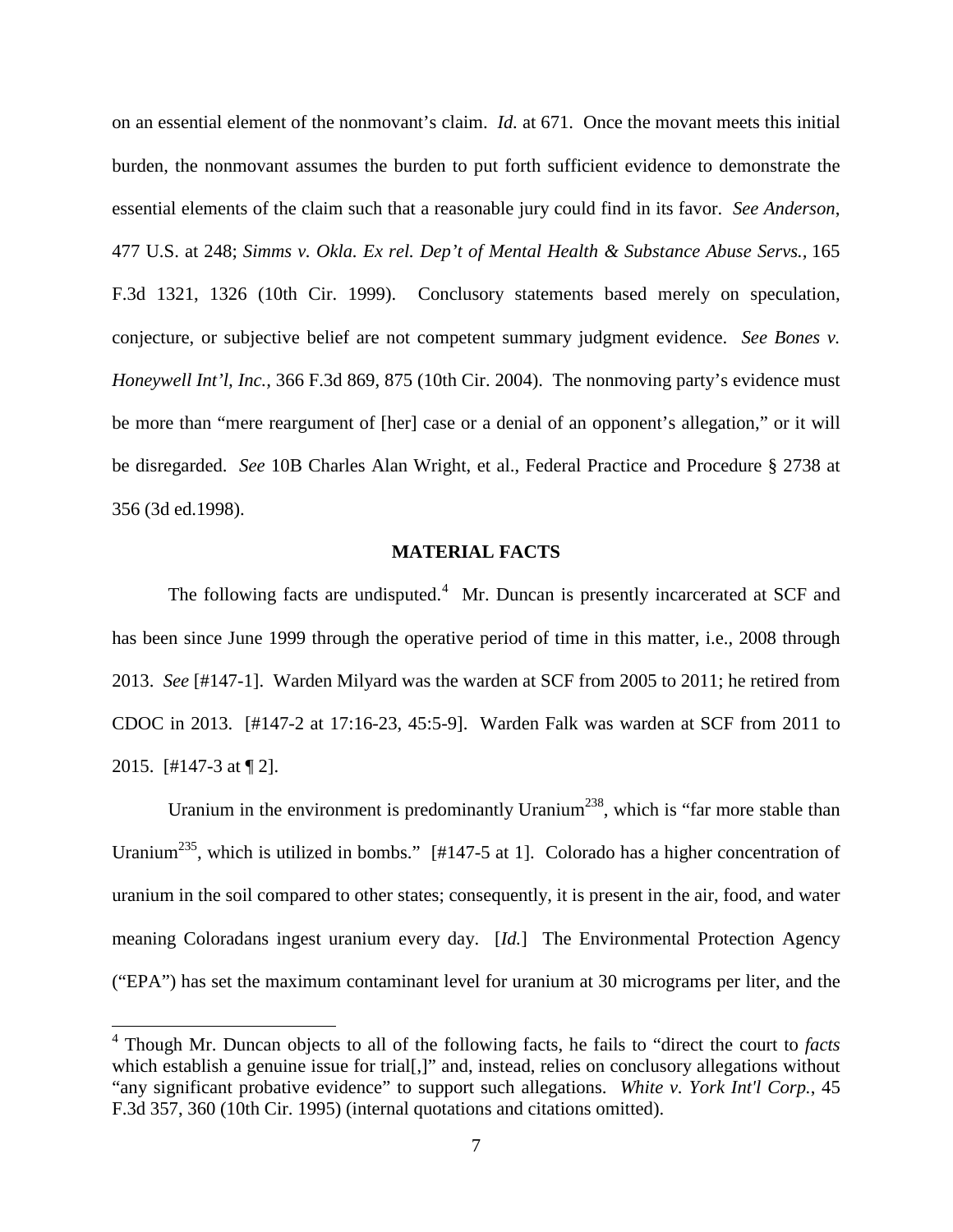on an essential element of the nonmovant's claim. *Id.* at 671. Once the movant meets this initial burden, the nonmovant assumes the burden to put forth sufficient evidence to demonstrate the essential elements of the claim such that a reasonable jury could find in its favor. *See Anderson*, 477 U.S. at 248; *Simms v. Okla. Ex rel. Dep't of Mental Health & Substance Abuse Servs.*, 165 F.3d 1321, 1326 (10th Cir. 1999). Conclusory statements based merely on speculation, conjecture, or subjective belief are not competent summary judgment evidence. *See Bones v. Honeywell Int'l, Inc.*, 366 F.3d 869, 875 (10th Cir. 2004). The nonmoving party's evidence must be more than "mere reargument of [her] case or a denial of an opponent's allegation," or it will be disregarded. *See* 10B Charles Alan Wright, et al., Federal Practice and Procedure § 2738 at 356 (3d ed.1998).

## MATERIAL FACTS

The following facts are undisputed.[4] Mr. Duncan is presently incarcerated at SCF and has been since June 1999 through the operative period of time in this matter, i.e., 2008 through 2013. *See* [#147-1]. Warden Milyard was the warden at SCF from 2005 to 2011; he retired from CDOC in 2013. [#147-2 at 17:16-23, 45:5-9]. Warden Falk was warden at SCF from 2011 to 2015. [#147-3 at ¶ 2].

Uranium in the environment is predominantly Uranium$^{238}$, which is "far more stable than Uranium$^{235}$, which is utilized in bombs." [#147-5 at 1]. Colorado has a higher concentration of uranium in the soil compared to other states; consequently, it is present in the air, food, and water meaning Coloradans ingest uranium every day. [*Id.*] The Environmental Protection Agency ("EPA") has set the maximum contaminant level for uranium at 30 micrograms per liter, and the

[4] Though Mr. Duncan objects to all of the following facts, he fails to "direct the court to *facts* which establish a genuine issue for trial[,]" and, instead, relies on conclusory allegations without "any significant probative evidence" to support such allegations. *White v. York Int'l Corp.*, 45 F.3d 357, 360 (10th Cir. 1995) (internal quotations and citations omitted).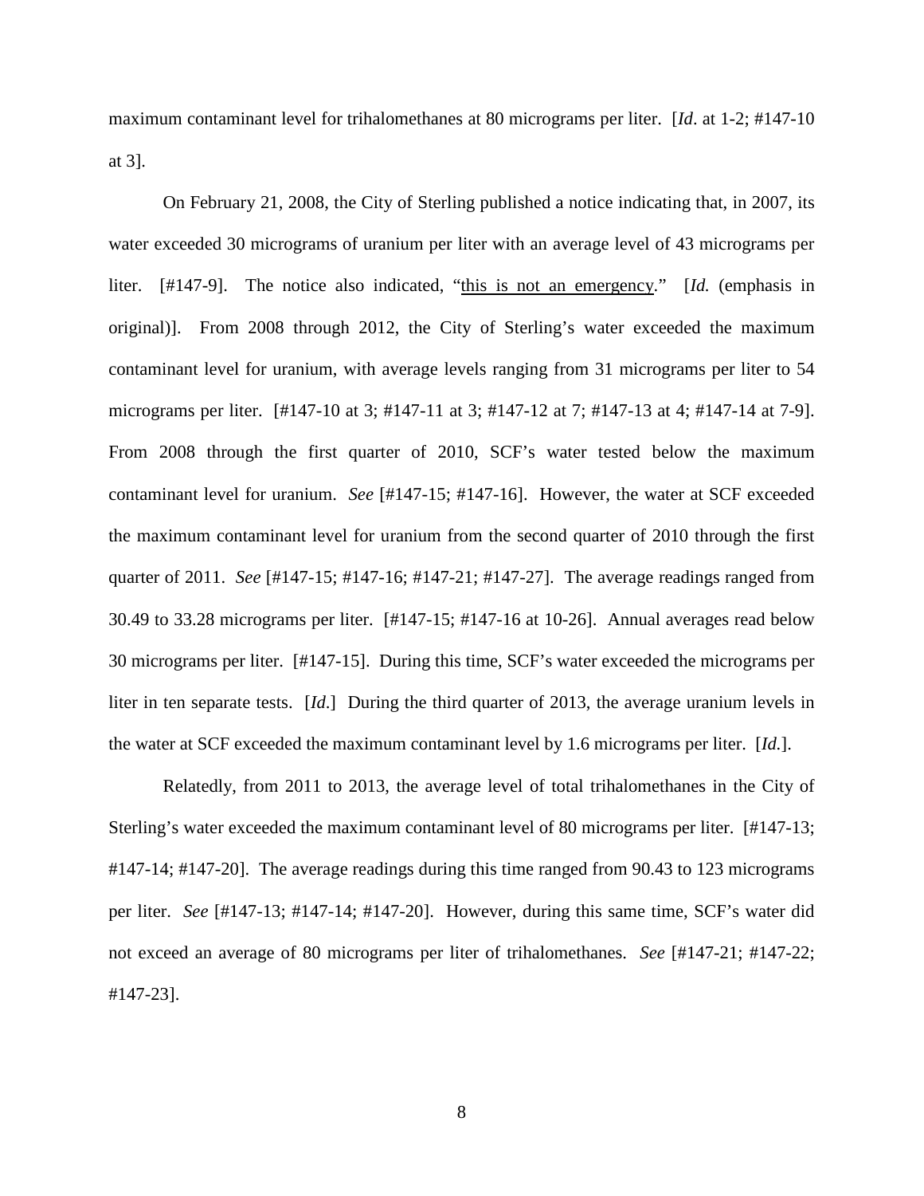maximum contaminant level for trihalomethanes at 80 micrograms per liter. [*Id*. at 1-2; #147-10 at 3].

On February 21, 2008, the City of Sterling published a notice indicating that, in 2007, its water exceeded 30 micrograms of uranium per liter with an average level of 43 micrograms per liter. [#147-9]. The notice also indicated, "<u>this is not an emergency</u>." [*Id.* (emphasis in original)]. From 2008 through 2012, the City of Sterling's water exceeded the maximum contaminant level for uranium, with average levels ranging from 31 micrograms per liter to 54 micrograms per liter. [#147-10 at 3; #147-11 at 3; #147-12 at 7; #147-13 at 4; #147-14 at 7-9]. From 2008 through the first quarter of 2010, SCF's water tested below the maximum contaminant level for uranium. *See* [#147-15; #147-16]. However, the water at SCF exceeded the maximum contaminant level for uranium from the second quarter of 2010 through the first quarter of 2011. *See* [#147-15; #147-16; #147-21; #147-27]. The average readings ranged from 30.49 to 33.28 micrograms per liter. [#147-15; #147-16 at 10-26]. Annual averages read below 30 micrograms per liter. [#147-15]. During this time, SCF's water exceeded the micrograms per liter in ten separate tests. [*Id*.] During the third quarter of 2013, the average uranium levels in the water at SCF exceeded the maximum contaminant level by 1.6 micrograms per liter. [*Id.*].

Relatedly, from 2011 to 2013, the average level of total trihalomethanes in the City of Sterling's water exceeded the maximum contaminant level of 80 micrograms per liter. [#147-13; #147-14; #147-20]. The average readings during this time ranged from 90.43 to 123 micrograms per liter. *See* [#147-13; #147-14; #147-20]. However, during this same time, SCF's water did not exceed an average of 80 micrograms per liter of trihalomethanes. *See* [#147-21; #147-22; #147-23].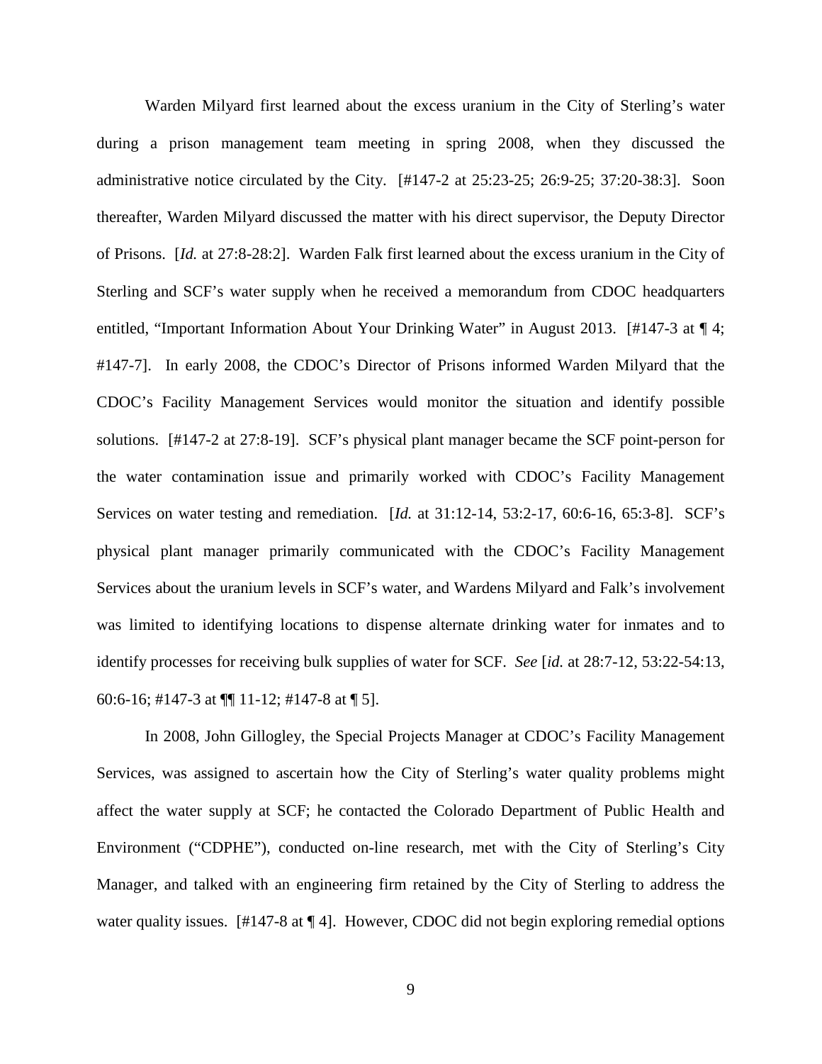Warden Milyard first learned about the excess uranium in the City of Sterling's water during a prison management team meeting in spring 2008, when they discussed the administrative notice circulated by the City. [#147-2 at 25:23-25; 26:9-25; 37:20-38:3]. Soon thereafter, Warden Milyard discussed the matter with his direct supervisor, the Deputy Director of Prisons. [*Id.* at 27:8-28:2]. Warden Falk first learned about the excess uranium in the City of Sterling and SCF's water supply when he received a memorandum from CDOC headquarters entitled, "Important Information About Your Drinking Water" in August 2013. [#147-3 at ¶ 4; #147-7]. In early 2008, the CDOC's Director of Prisons informed Warden Milyard that the CDOC's Facility Management Services would monitor the situation and identify possible solutions. [#147-2 at 27:8-19]. SCF's physical plant manager became the SCF point-person for the water contamination issue and primarily worked with CDOC's Facility Management Services on water testing and remediation. [*Id.* at 31:12-14, 53:2-17, 60:6-16, 65:3-8]. SCF's physical plant manager primarily communicated with the CDOC's Facility Management Services about the uranium levels in SCF's water, and Wardens Milyard and Falk's involvement was limited to identifying locations to dispense alternate drinking water for inmates and to identify processes for receiving bulk supplies of water for SCF. *See* [*id.* at 28:7-12, 53:22-54:13, 60:6-16; #147-3 at ¶¶ 11-12; #147-8 at ¶ 5].

In 2008, John Gillogley, the Special Projects Manager at CDOC's Facility Management Services, was assigned to ascertain how the City of Sterling's water quality problems might affect the water supply at SCF; he contacted the Colorado Department of Public Health and Environment ("CDPHE"), conducted on-line research, met with the City of Sterling's City Manager, and talked with an engineering firm retained by the City of Sterling to address the water quality issues. [#147-8 at ¶ 4]. However, CDOC did not begin exploring remedial options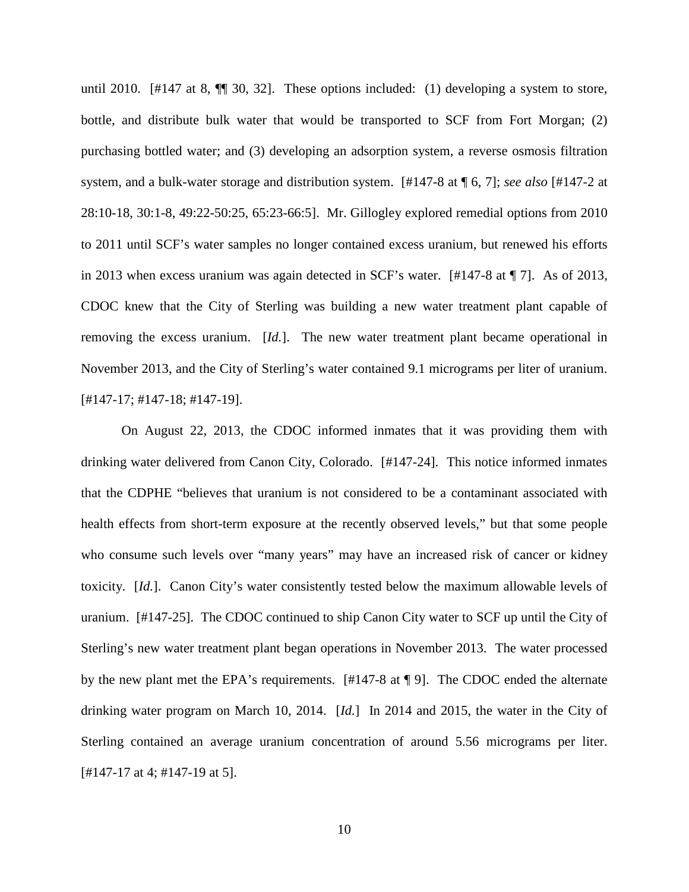until 2010. [#147 at 8, ¶¶ 30, 32]. These options included: (1) developing a system to store, bottle, and distribute bulk water that would be transported to SCF from Fort Morgan; (2) purchasing bottled water; and (3) developing an adsorption system, a reverse osmosis filtration system, and a bulk-water storage and distribution system. [#147-8 at ¶ 6, 7]; *see also* [#147-2 at 28:10-18, 30:1-8, 49:22-50:25, 65:23-66:5]. Mr. Gillogley explored remedial options from 2010 to 2011 until SCF's water samples no longer contained excess uranium, but renewed his efforts in 2013 when excess uranium was again detected in SCF's water. [#147-8 at ¶ 7]. As of 2013, CDOC knew that the City of Sterling was building a new water treatment plant capable of removing the excess uranium. [*Id.*]. The new water treatment plant became operational in November 2013, and the City of Sterling's water contained 9.1 micrograms per liter of uranium. [#147-17; #147-18; #147-19].

On August 22, 2013, the CDOC informed inmates that it was providing them with drinking water delivered from Canon City, Colorado. [#147-24]. This notice informed inmates that the CDPHE "believes that uranium is not considered to be a contaminant associated with health effects from short-term exposure at the recently observed levels," but that some people who consume such levels over "many years" may have an increased risk of cancer or kidney toxicity. [*Id.*]. Canon City's water consistently tested below the maximum allowable levels of uranium. [#147-25]. The CDOC continued to ship Canon City water to SCF up until the City of Sterling's new water treatment plant began operations in November 2013. The water processed by the new plant met the EPA's requirements. [#147-8 at ¶ 9]. The CDOC ended the alternate drinking water program on March 10, 2014. [*Id.*] In 2014 and 2015, the water in the City of Sterling contained an average uranium concentration of around 5.56 micrograms per liter. [#147-17 at 4; #147-19 at 5].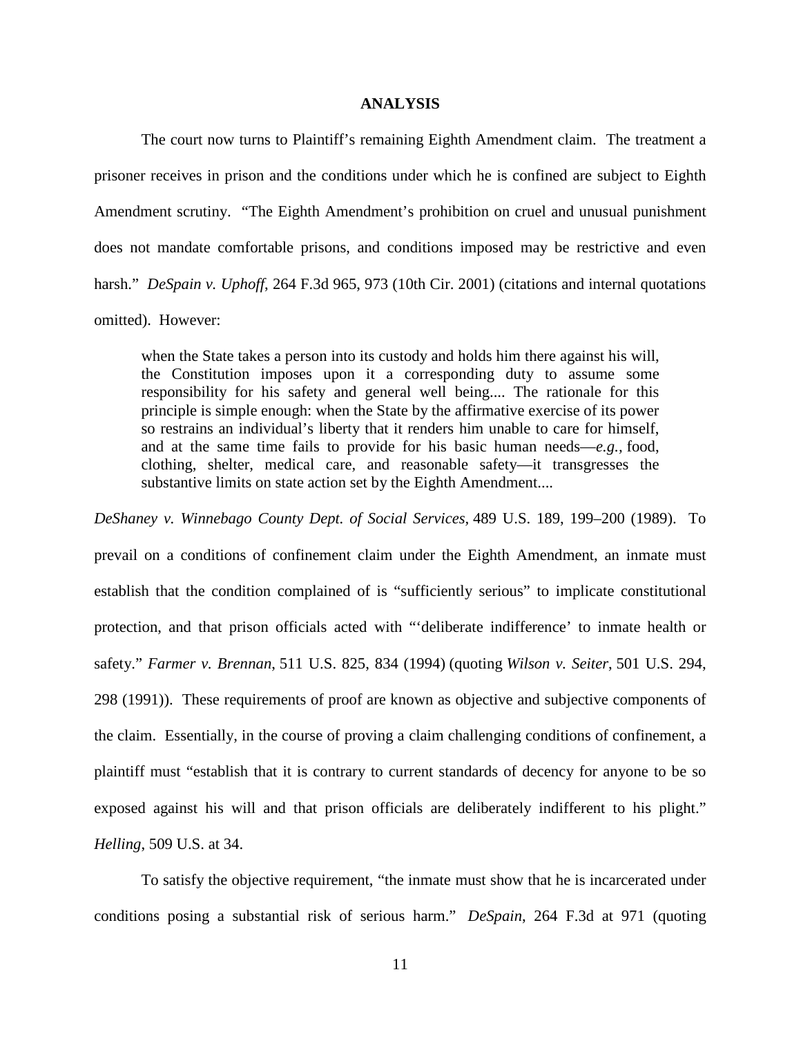## ANALYSIS

The court now turns to Plaintiff's remaining Eighth Amendment claim. The treatment a prisoner receives in prison and the conditions under which he is confined are subject to Eighth Amendment scrutiny. "The Eighth Amendment's prohibition on cruel and unusual punishment does not mandate comfortable prisons, and conditions imposed may be restrictive and even harsh." *DeSpain v. Uphoff*, 264 F.3d 965, 973 (10th Cir. 2001) (citations and internal quotations omitted). However:

> when the State takes a person into its custody and holds him there against his will, the Constitution imposes upon it a corresponding duty to assume some responsibility for his safety and general well being.... The rationale for this principle is simple enough: when the State by the affirmative exercise of its power so restrains an individual's liberty that it renders him unable to care for himself, and at the same time fails to provide for his basic human needs—*e.g.,* food, clothing, shelter, medical care, and reasonable safety—it transgresses the substantive limits on state action set by the Eighth Amendment....

*DeShaney v. Winnebago County Dept. of Social Services,* 489 U.S. 189, 199–200 (1989). To prevail on a conditions of confinement claim under the Eighth Amendment, an inmate must establish that the condition complained of is "sufficiently serious" to implicate constitutional protection, and that prison officials acted with "'deliberate indifference' to inmate health or safety." *Farmer v. Brennan*, 511 U.S. 825, 834 (1994) (quoting *Wilson v. Seiter*, 501 U.S. 294, 298 (1991)). These requirements of proof are known as objective and subjective components of the claim. Essentially, in the course of proving a claim challenging conditions of confinement, a plaintiff must "establish that it is contrary to current standards of decency for anyone to be so exposed against his will and that prison officials are deliberately indifferent to his plight." *Helling*, 509 U.S. at 34.

To satisfy the objective requirement, "the inmate must show that he is incarcerated under conditions posing a substantial risk of serious harm." *DeSpain*, 264 F.3d at 971 (quoting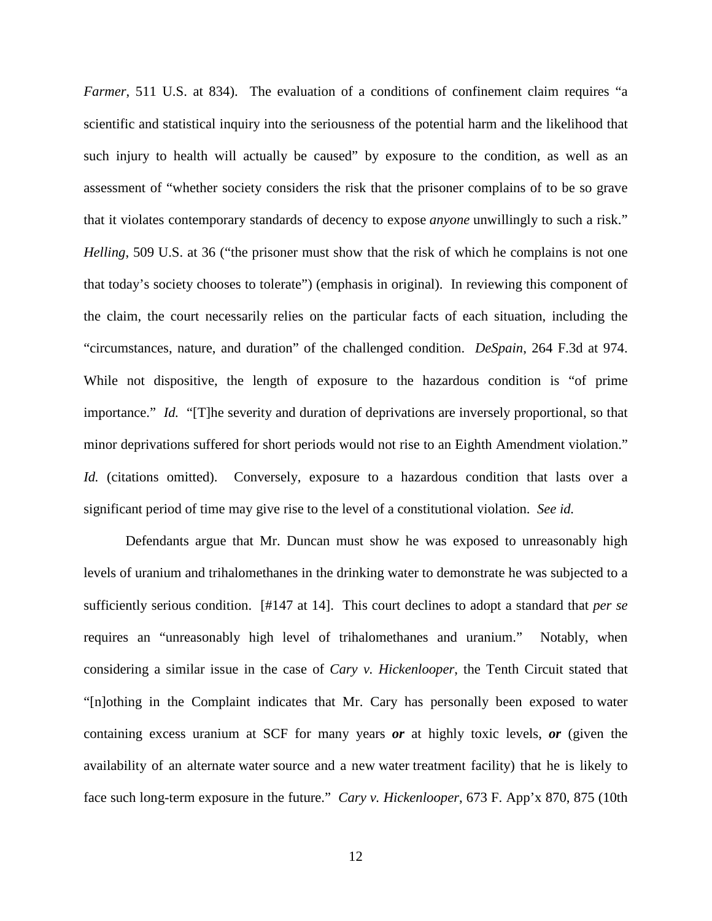*Farmer*, 511 U.S. at 834). The evaluation of a conditions of confinement claim requires "a scientific and statistical inquiry into the seriousness of the potential harm and the likelihood that such injury to health will actually be caused" by exposure to the condition, as well as an assessment of "whether society considers the risk that the prisoner complains of to be so grave that it violates contemporary standards of decency to expose *anyone* unwillingly to such a risk." *Helling*, 509 U.S. at 36 ("the prisoner must show that the risk of which he complains is not one that today's society chooses to tolerate") (emphasis in original). In reviewing this component of the claim, the court necessarily relies on the particular facts of each situation, including the "circumstances, nature, and duration" of the challenged condition. *DeSpain*, 264 F.3d at 974. While not dispositive, the length of exposure to the hazardous condition is "of prime importance." *Id.* "[T]he severity and duration of deprivations are inversely proportional, so that minor deprivations suffered for short periods would not rise to an Eighth Amendment violation." *Id.* (citations omitted). Conversely, exposure to a hazardous condition that lasts over a significant period of time may give rise to the level of a constitutional violation. *See id.*

Defendants argue that Mr. Duncan must show he was exposed to unreasonably high levels of uranium and trihalomethanes in the drinking water to demonstrate he was subjected to a sufficiently serious condition. [#147 at 14]. This court declines to adopt a standard that *per se* requires an "unreasonably high level of trihalomethanes and uranium." Notably, when considering a similar issue in the case of *Cary v. Hickenlooper*, the Tenth Circuit stated that "[n]othing in the Complaint indicates that Mr. Cary has personally been exposed to water containing excess uranium at SCF for many years ***or*** at highly toxic levels, ***or*** (given the availability of an alternate water source and a new water treatment facility) that he is likely to face such long-term exposure in the future." *Cary v. Hickenlooper*, 673 F. App'x 870, 875 (10th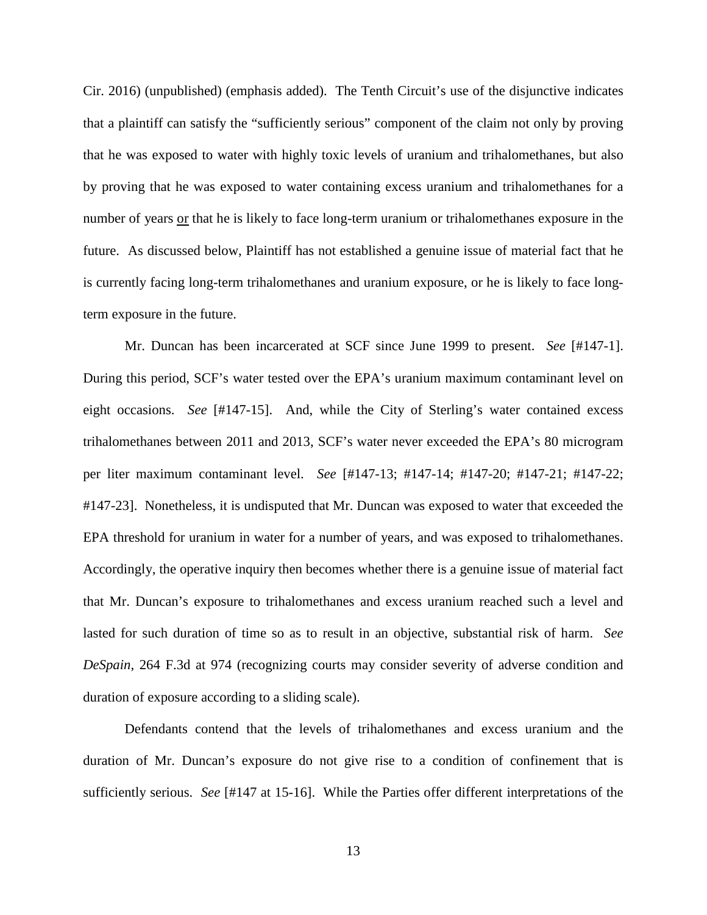Cir. 2016) (unpublished) (emphasis added). The Tenth Circuit's use of the disjunctive indicates that a plaintiff can satisfy the "sufficiently serious" component of the claim not only by proving that he was exposed to water with highly toxic levels of uranium and trihalomethanes, but also by proving that he was exposed to water containing excess uranium and trihalomethanes for a number of years <u>or</u> that he is likely to face long-term uranium or trihalomethanes exposure in the future. As discussed below, Plaintiff has not established a genuine issue of material fact that he is currently facing long-term trihalomethanes and uranium exposure, or he is likely to face long-term exposure in the future.

Mr. Duncan has been incarcerated at SCF since June 1999 to present. *See* [#147-1]. During this period, SCF's water tested over the EPA's uranium maximum contaminant level on eight occasions. *See* [#147-15]. And, while the City of Sterling's water contained excess trihalomethanes between 2011 and 2013, SCF's water never exceeded the EPA's 80 microgram per liter maximum contaminant level. *See* [#147-13; #147-14; #147-20; #147-21; #147-22; #147-23]. Nonetheless, it is undisputed that Mr. Duncan was exposed to water that exceeded the EPA threshold for uranium in water for a number of years, and was exposed to trihalomethanes. Accordingly, the operative inquiry then becomes whether there is a genuine issue of material fact that Mr. Duncan's exposure to trihalomethanes and excess uranium reached such a level and lasted for such duration of time so as to result in an objective, substantial risk of harm. *See DeSpain*, 264 F.3d at 974 (recognizing courts may consider severity of adverse condition and duration of exposure according to a sliding scale).

Defendants contend that the levels of trihalomethanes and excess uranium and the duration of Mr. Duncan's exposure do not give rise to a condition of confinement that is sufficiently serious. *See* [#147 at 15-16]. While the Parties offer different interpretations of the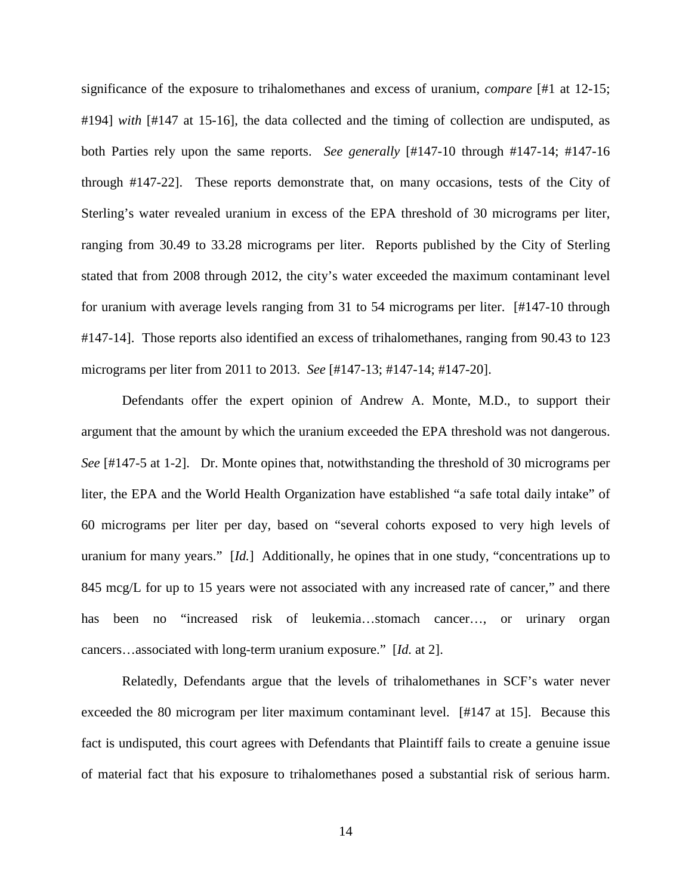significance of the exposure to trihalomethanes and excess of uranium, *compare* [#1 at 12-15; #194] *with* [#147 at 15-16], the data collected and the timing of collection are undisputed, as both Parties rely upon the same reports. *See generally* [#147-10 through #147-14; #147-16 through #147-22]. These reports demonstrate that, on many occasions, tests of the City of Sterling's water revealed uranium in excess of the EPA threshold of 30 micrograms per liter, ranging from 30.49 to 33.28 micrograms per liter. Reports published by the City of Sterling stated that from 2008 through 2012, the city's water exceeded the maximum contaminant level for uranium with average levels ranging from 31 to 54 micrograms per liter. [#147-10 through #147-14]. Those reports also identified an excess of trihalomethanes, ranging from 90.43 to 123 micrograms per liter from 2011 to 2013. *See* [#147-13; #147-14; #147-20].

Defendants offer the expert opinion of Andrew A. Monte, M.D., to support their argument that the amount by which the uranium exceeded the EPA threshold was not dangerous. *See* [#147-5 at 1-2]. Dr. Monte opines that, notwithstanding the threshold of 30 micrograms per liter, the EPA and the World Health Organization have established "a safe total daily intake" of 60 micrograms per liter per day, based on "several cohorts exposed to very high levels of uranium for many years." [*Id.*] Additionally, he opines that in one study, "concentrations up to 845 mcg/L for up to 15 years were not associated with any increased rate of cancer," and there has been no "increased risk of leukemia…stomach cancer…, or urinary organ cancers…associated with long-term uranium exposure." [*Id.* at 2].

Relatedly, Defendants argue that the levels of trihalomethanes in SCF's water never exceeded the 80 microgram per liter maximum contaminant level. [#147 at 15]. Because this fact is undisputed, this court agrees with Defendants that Plaintiff fails to create a genuine issue of material fact that his exposure to trihalomethanes posed a substantial risk of serious harm.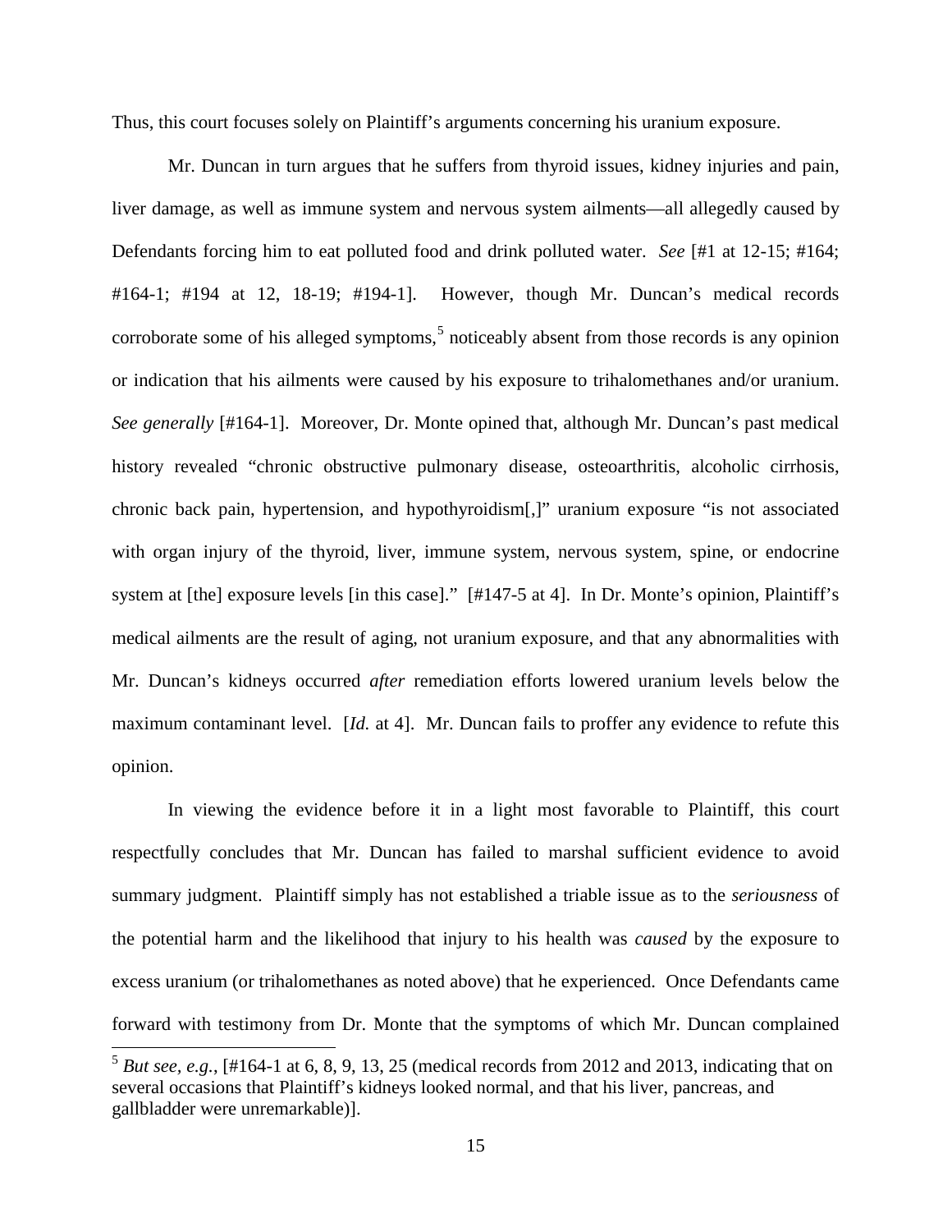Thus, this court focuses solely on Plaintiff's arguments concerning his uranium exposure.

Mr. Duncan in turn argues that he suffers from thyroid issues, kidney injuries and pain, liver damage, as well as immune system and nervous system ailments—all allegedly caused by Defendants forcing him to eat polluted food and drink polluted water. *See* [#1 at 12-15; #164; #164-1; #194 at 12, 18-19; #194-1]. However, though Mr. Duncan's medical records corroborate some of his alleged symptoms,[5] noticeably absent from those records is any opinion or indication that his ailments were caused by his exposure to trihalomethanes and/or uranium. *See generally* [#164-1]. Moreover, Dr. Monte opined that, although Mr. Duncan's past medical history revealed "chronic obstructive pulmonary disease, osteoarthritis, alcoholic cirrhosis, chronic back pain, hypertension, and hypothyroidism[,]" uranium exposure "is not associated with organ injury of the thyroid, liver, immune system, nervous system, spine, or endocrine system at [the] exposure levels [in this case]." [#147-5 at 4]. In Dr. Monte's opinion, Plaintiff's medical ailments are the result of aging, not uranium exposure, and that any abnormalities with Mr. Duncan's kidneys occurred *after* remediation efforts lowered uranium levels below the maximum contaminant level. [*Id.* at 4]. Mr. Duncan fails to proffer any evidence to refute this opinion.

In viewing the evidence before it in a light most favorable to Plaintiff, this court respectfully concludes that Mr. Duncan has failed to marshal sufficient evidence to avoid summary judgment. Plaintiff simply has not established a triable issue as to the *seriousness* of the potential harm and the likelihood that injury to his health was *caused* by the exposure to excess uranium (or trihalomethanes as noted above) that he experienced. Once Defendants came forward with testimony from Dr. Monte that the symptoms of which Mr. Duncan complained

[5] *But see, e.g.*, [#164-1 at 6, 8, 9, 13, 25 (medical records from 2012 and 2013, indicating that on several occasions that Plaintiff's kidneys looked normal, and that his liver, pancreas, and gallbladder were unremarkable)].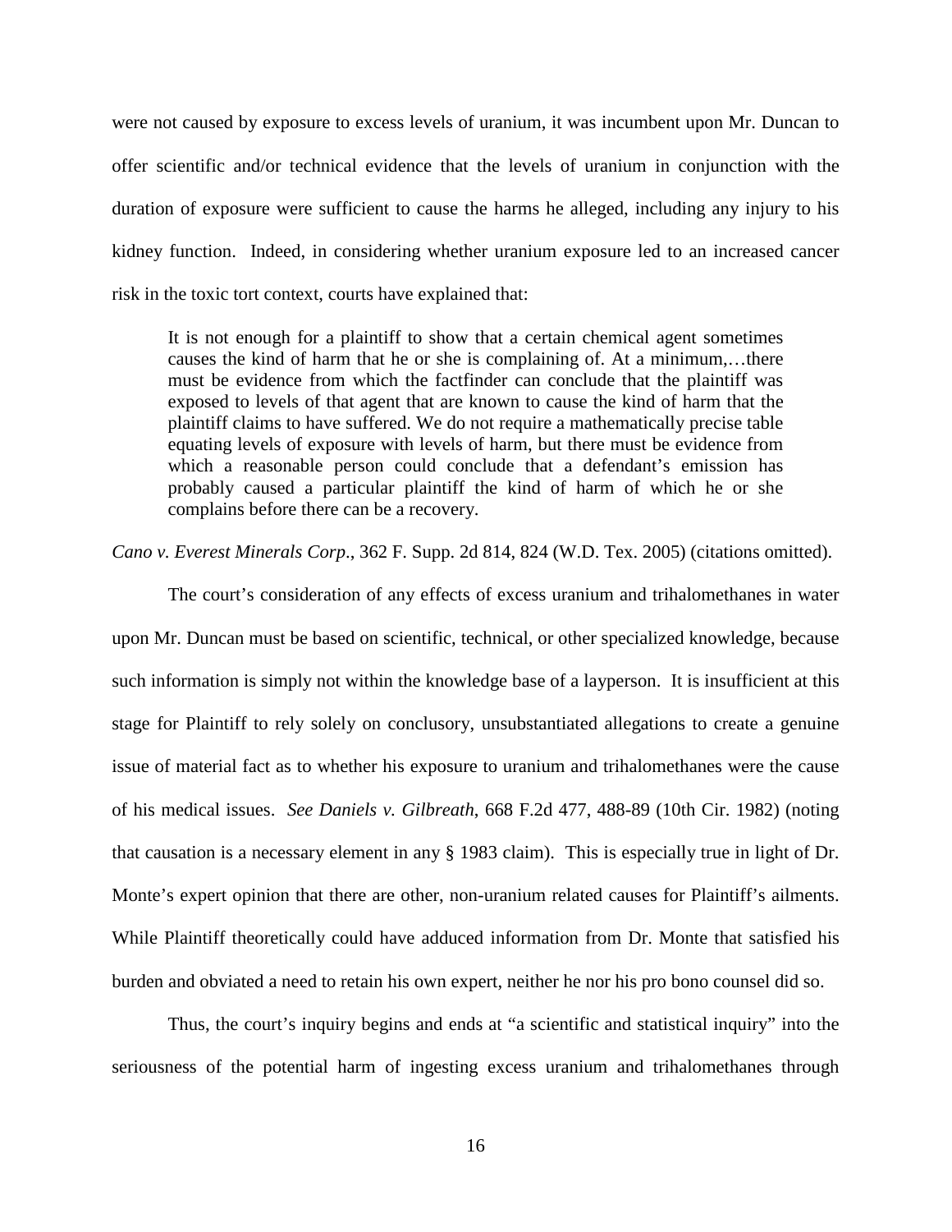were not caused by exposure to excess levels of uranium, it was incumbent upon Mr. Duncan to offer scientific and/or technical evidence that the levels of uranium in conjunction with the duration of exposure were sufficient to cause the harms he alleged, including any injury to his kidney function. Indeed, in considering whether uranium exposure led to an increased cancer risk in the toxic tort context, courts have explained that:

> It is not enough for a plaintiff to show that a certain chemical agent sometimes causes the kind of harm that he or she is complaining of. At a minimum,…there must be evidence from which the factfinder can conclude that the plaintiff was exposed to levels of that agent that are known to cause the kind of harm that the plaintiff claims to have suffered. We do not require a mathematically precise table equating levels of exposure with levels of harm, but there must be evidence from which a reasonable person could conclude that a defendant's emission has probably caused a particular plaintiff the kind of harm of which he or she complains before there can be a recovery.

*Cano v. Everest Minerals Corp*., 362 F. Supp. 2d 814, 824 (W.D. Tex. 2005) (citations omitted).

The court's consideration of any effects of excess uranium and trihalomethanes in water upon Mr. Duncan must be based on scientific, technical, or other specialized knowledge, because such information is simply not within the knowledge base of a layperson. It is insufficient at this stage for Plaintiff to rely solely on conclusory, unsubstantiated allegations to create a genuine issue of material fact as to whether his exposure to uranium and trihalomethanes were the cause of his medical issues. *See Daniels v. Gilbreath*, 668 F.2d 477, 488-89 (10th Cir. 1982) (noting that causation is a necessary element in any § 1983 claim). This is especially true in light of Dr. Monte's expert opinion that there are other, non-uranium related causes for Plaintiff's ailments. While Plaintiff theoretically could have adduced information from Dr. Monte that satisfied his burden and obviated a need to retain his own expert, neither he nor his pro bono counsel did so.

Thus, the court's inquiry begins and ends at "a scientific and statistical inquiry" into the seriousness of the potential harm of ingesting excess uranium and trihalomethanes through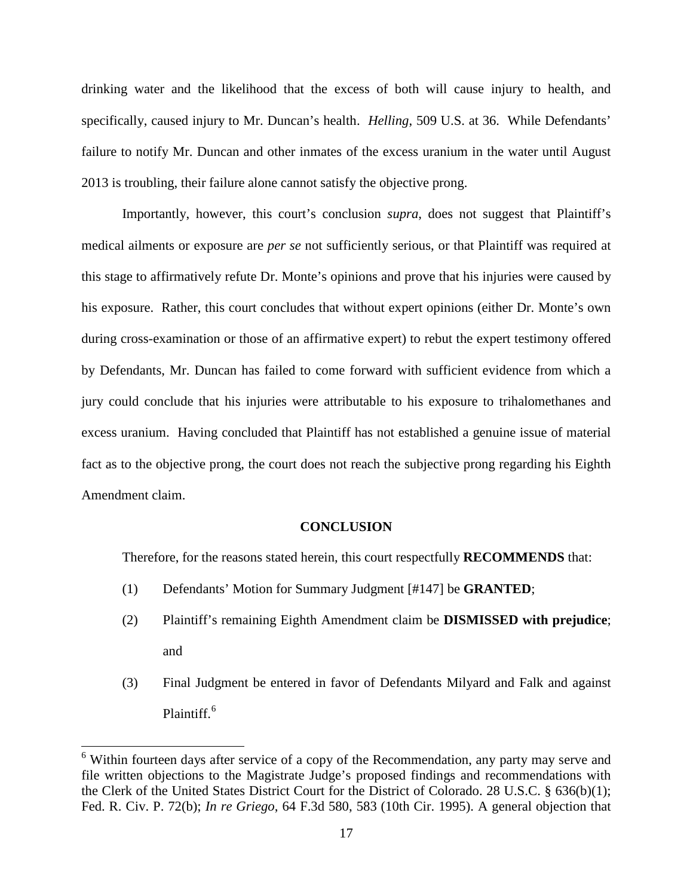drinking water and the likelihood that the excess of both will cause injury to health, and specifically, caused injury to Mr. Duncan's health. *Helling*, 509 U.S. at 36. While Defendants' failure to notify Mr. Duncan and other inmates of the excess uranium in the water until August 2013 is troubling, their failure alone cannot satisfy the objective prong.

Importantly, however, this court's conclusion *supra*, does not suggest that Plaintiff's medical ailments or exposure are *per se* not sufficiently serious, or that Plaintiff was required at this stage to affirmatively refute Dr. Monte's opinions and prove that his injuries were caused by his exposure. Rather, this court concludes that without expert opinions (either Dr. Monte's own during cross-examination or those of an affirmative expert) to rebut the expert testimony offered by Defendants, Mr. Duncan has failed to come forward with sufficient evidence from which a jury could conclude that his injuries were attributable to his exposure to trihalomethanes and excess uranium. Having concluded that Plaintiff has not established a genuine issue of material fact as to the objective prong, the court does not reach the subjective prong regarding his Eighth Amendment claim.

**CONCLUSION**

Therefore, for the reasons stated herein, this court respectfully **RECOMMENDS** that:

(1) Defendants' Motion for Summary Judgment [#147] be **GRANTED**;

(2) Plaintiff's remaining Eighth Amendment claim be **DISMISSED with prejudice**; and

(3) Final Judgment be entered in favor of Defendants Milyard and Falk and against Plaintiff.[6]

[6] Within fourteen days after service of a copy of the Recommendation, any party may serve and file written objections to the Magistrate Judge's proposed findings and recommendations with the Clerk of the United States District Court for the District of Colorado. 28 U.S.C. § 636(b)(1); Fed. R. Civ. P. 72(b); *In re Griego*, 64 F.3d 580, 583 (10th Cir. 1995). A general objection that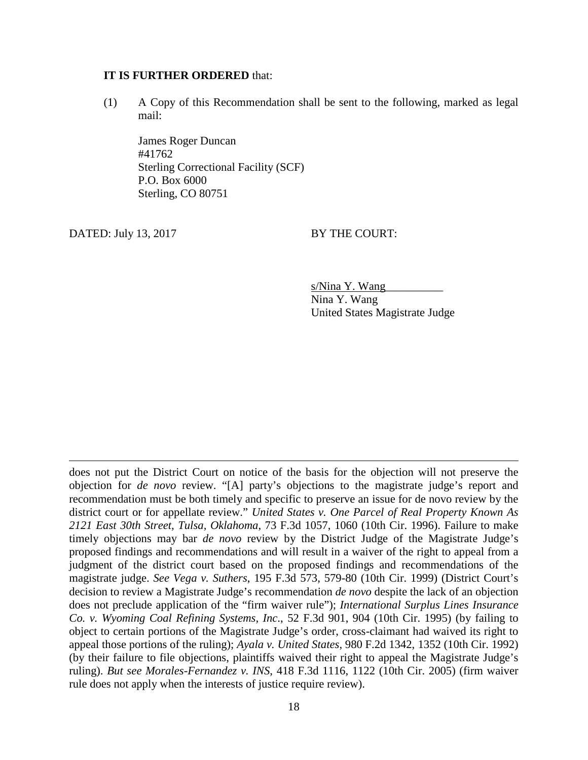**IT IS FURTHER ORDERED** that:

(1) A Copy of this Recommendation shall be sent to the following, marked as legal mail:

James Roger Duncan
#41762
Sterling Correctional Facility (SCF)
P.O. Box 6000
Sterling, CO 80751

DATED: July 13, 2017

BY THE COURT:

s/Nina Y. Wang
Nina Y. Wang
United States Magistrate Judge

---

does not put the District Court on notice of the basis for the objection will not preserve the objection for *de novo* review. "[A] party's objections to the magistrate judge's report and recommendation must be both timely and specific to preserve an issue for de novo review by the district court or for appellate review." *United States v. One Parcel of Real Property Known As 2121 East 30th Street, Tulsa, Oklahoma*, 73 F.3d 1057, 1060 (10th Cir. 1996). Failure to make timely objections may bar *de novo* review by the District Judge of the Magistrate Judge's proposed findings and recommendations and will result in a waiver of the right to appeal from a judgment of the district court based on the proposed findings and recommendations of the magistrate judge. *See Vega v. Suthers*, 195 F.3d 573, 579-80 (10th Cir. 1999) (District Court's decision to review a Magistrate Judge's recommendation *de novo* despite the lack of an objection does not preclude application of the "firm waiver rule"); *International Surplus Lines Insurance Co. v. Wyoming Coal Refining Systems, Inc*., 52 F.3d 901, 904 (10th Cir. 1995) (by failing to object to certain portions of the Magistrate Judge's order, cross-claimant had waived its right to appeal those portions of the ruling); *Ayala v. United States*, 980 F.2d 1342, 1352 (10th Cir. 1992) (by their failure to file objections, plaintiffs waived their right to appeal the Magistrate Judge's ruling). *But see Morales-Fernandez v. INS*, 418 F.3d 1116, 1122 (10th Cir. 2005) (firm waiver rule does not apply when the interests of justice require review).